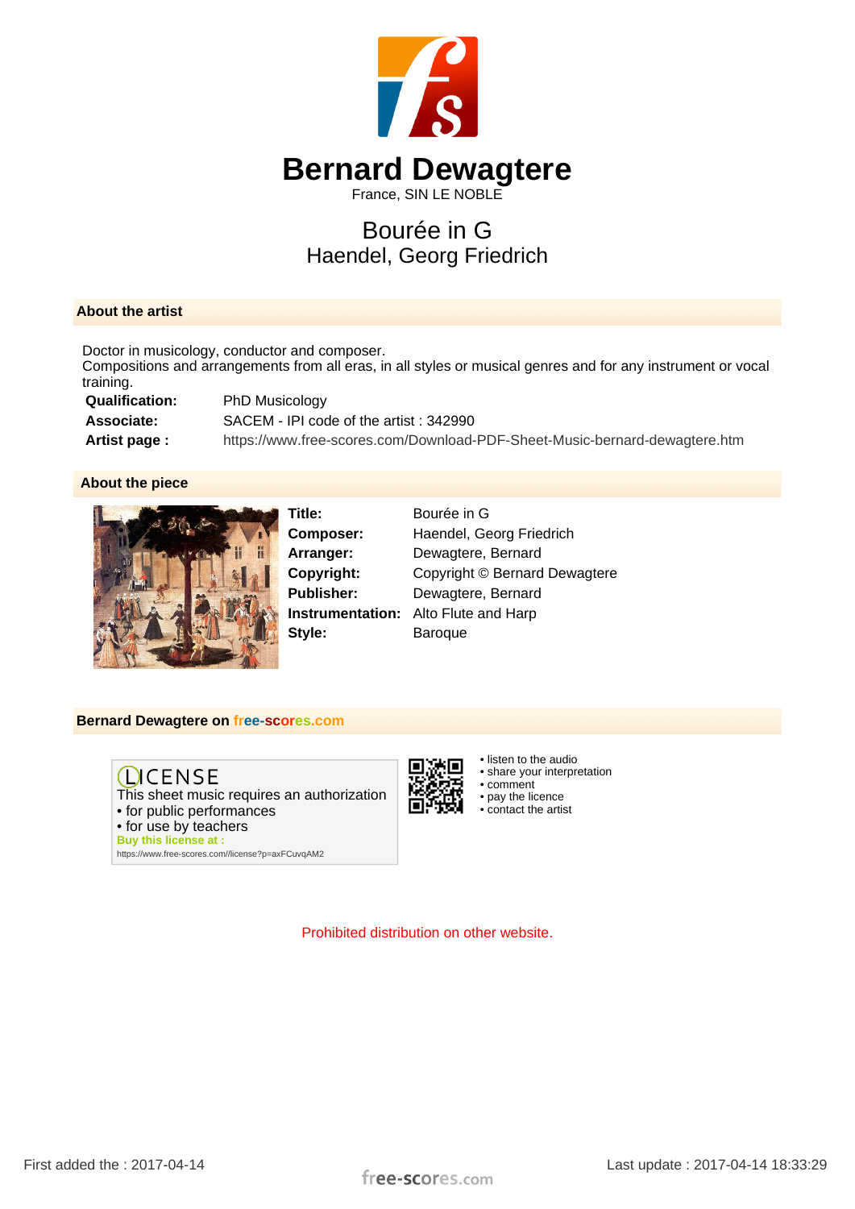# Bernard Dewagtere

France, SIN LE NOBLE

## Bourée in G
## Haendel, Georg Friedrich

### About the artist

Doctor in musicology, conductor and composer.
Compositions and arrangements from all eras, in all styles or musical genres and for any instrument or vocal training.

| | |
|---|---|
| **Qualification:** | PhD Musicology |
| **Associate:** | SACEM - IPI code of the artist : 342990 |
| **Artist page :** | https://www.free-scores.com/Download-PDF-Sheet-Music-bernard-dewagtere.htm |

### About the piece

| | |
|---|---|
| **Title:** | Bourée in G |
| **Composer:** | Haendel, Georg Friedrich |
| **Arranger:** | Dewagtere, Bernard |
| **Copyright:** | Copyright © Bernard Dewagtere |
| **Publisher:** | Dewagtere, Bernard |
| **Instrumentation:** | Alto Flute and Harp |
| **Style:** | Baroque |

### Bernard Dewagtere on free-scores.com

LICENSE
This sheet music requires an authorization
- for public performances
- for use by teachers

**Buy this license at :**
https://www.free-scores.com/license?p=axFCuvqAM2

- listen to the audio
- share your interpretation
- comment
- pay the licence
- contact the artist

Prohibited distribution on other website.

First added the : 2017-04-14

Last update : 2017-04-14 18:33:29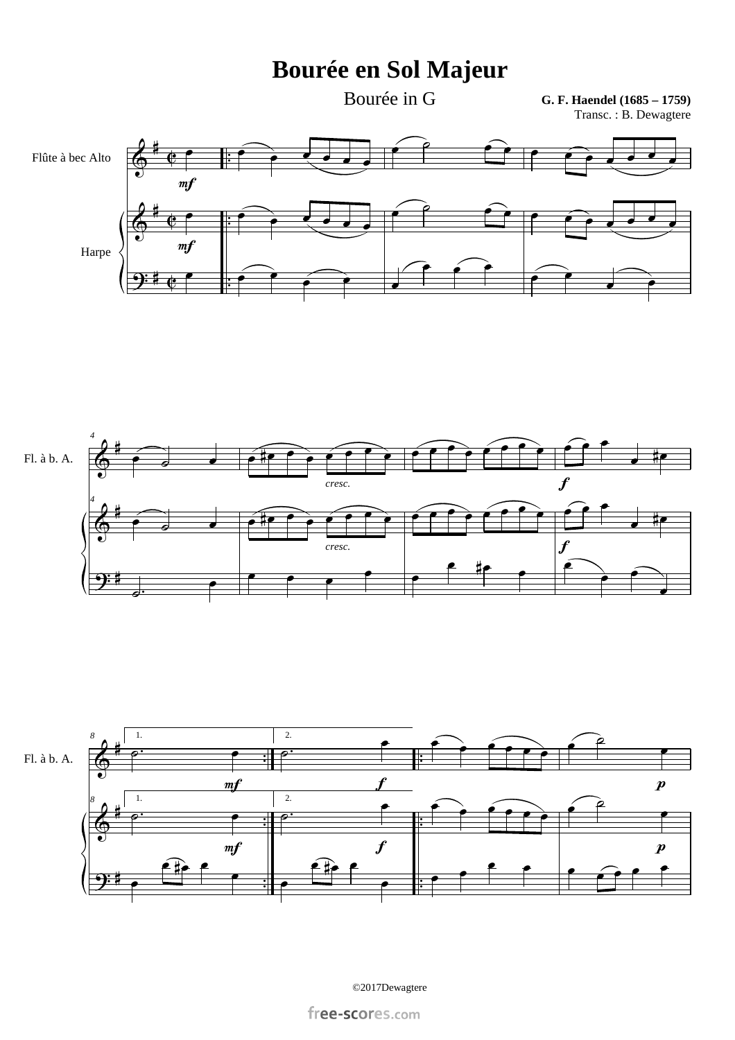# Bourée en Sol Majeur

Bourée in G

**G. F. Haendel (1685 – 1759)**
Transc. : B. Dewagtere

©2017Dewagtere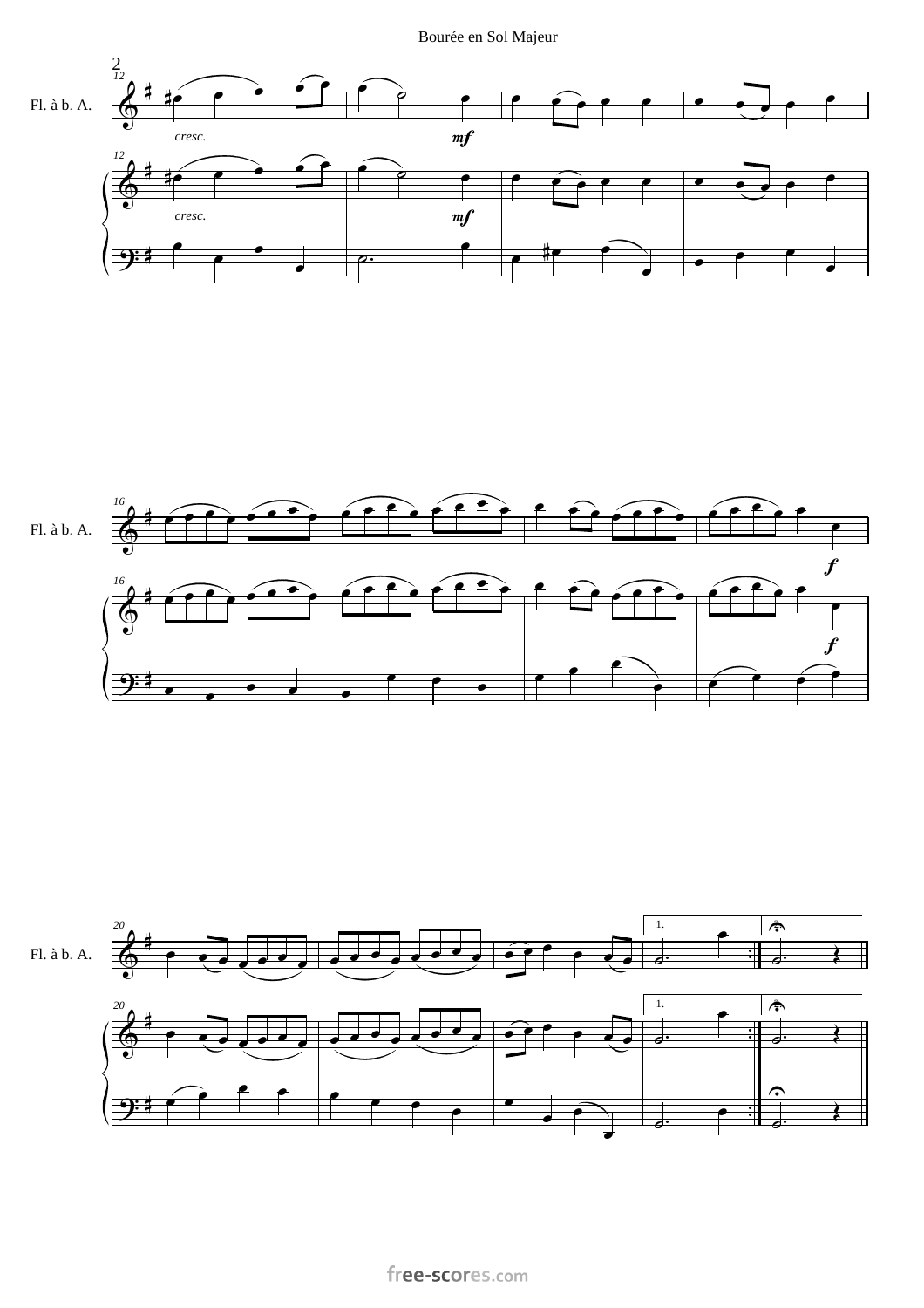Bourée en Sol Majeur

Fl. à b. A.

cresc.

*mf*

Fl. à b. A.

*f*

Fl. à b. A.

1.